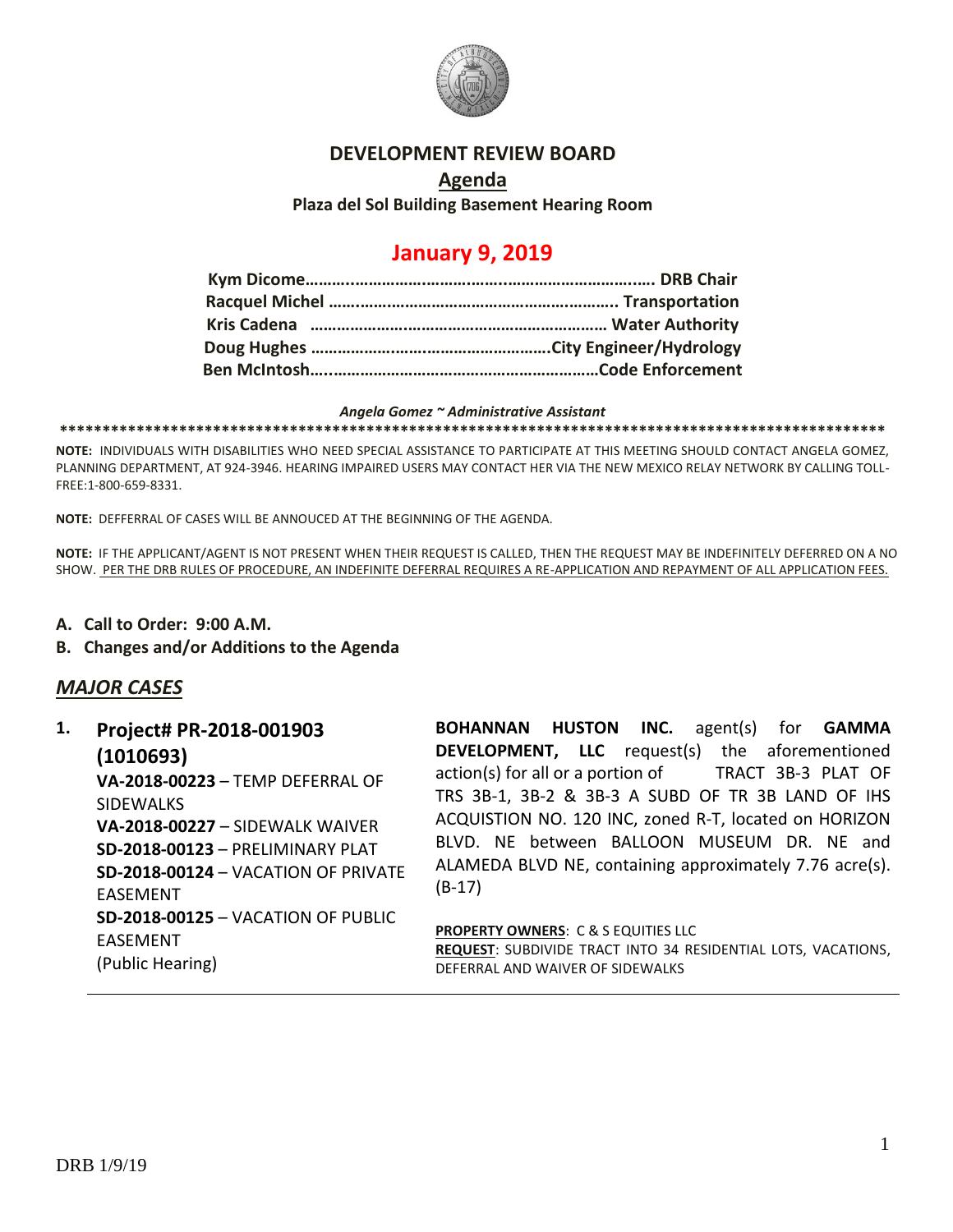# DEVELOPMENT REVIEW BOARD

## Agenda

**Plaza del Sol Building Basement Hearing Room**

## January 9, 2019

**Kym Dicome……….………………………….……………………….…. DRB Chair**
**Racquel Michel ………………………………………………….….. Transportation**
**Kris Cadena ………………………………………………………… Water Authority**
**Doug Hughes ……………………………………………….City Engineer/Hydrology**
**Ben McIntosh…..…………………………………………………Code Enforcement**

***Angela Gomez ~ Administrative Assistant***

**NOTE:** INDIVIDUALS WITH DISABILITIES WHO NEED SPECIAL ASSISTANCE TO PARTICIPATE AT THIS MEETING SHOULD CONTACT ANGELA GOMEZ, PLANNING DEPARTMENT, AT 924-3946. HEARING IMPAIRED USERS MAY CONTACT HER VIA THE NEW MEXICO RELAY NETWORK BY CALLING TOLL-FREE:1-800-659-8331.

**NOTE:** DEFFERRAL OF CASES WILL BE ANNOUCED AT THE BEGINNING OF THE AGENDA.

**NOTE:** IF THE APPLICANT/AGENT IS NOT PRESENT WHEN THEIR REQUEST IS CALLED, THEN THE REQUEST MAY BE INDEFINITELY DEFERRED ON A NO SHOW. PER THE DRB RULES OF PROCEDURE, AN INDEFINITE DEFERRAL REQUIRES A RE-APPLICATION AND REPAYMENT OF ALL APPLICATION FEES.

- **A. Call to Order: 9:00 A.M.**
- **B. Changes and/or Additions to the Agenda**

## *MAJOR CASES*

**1. Project# PR-2018-001903 (1010693)**
**VA-2018-00223** – TEMP DEFERRAL OF SIDEWALKS
**VA-2018-00227** – SIDEWALK WAIVER
**SD-2018-00123** – PRELIMINARY PLAT
**SD-2018-00124** – VACATION OF PRIVATE EASEMENT
**SD-2018-00125** – VACATION OF PUBLIC EASEMENT
(Public Hearing)

**BOHANNAN HUSTON INC.** agent(s) for **GAMMA DEVELOPMENT, LLC** request(s) the aforementioned action(s) for all or a portion of TRACT 3B-3 PLAT OF TRS 3B-1, 3B-2 & 3B-3 A SUBD OF TR 3B LAND OF IHS ACQUISTION NO. 120 INC, zoned R-T, located on HORIZON BLVD. NE between BALLOON MUSEUM DR. NE and ALAMEDA BLVD NE, containing approximately 7.76 acre(s). (B-17)

**PROPERTY OWNERS**: C & S EQUITIES LLC
**REQUEST**: SUBDIVIDE TRACT INTO 34 RESIDENTIAL LOTS, VACATIONS, DEFERRAL AND WAIVER OF SIDEWALKS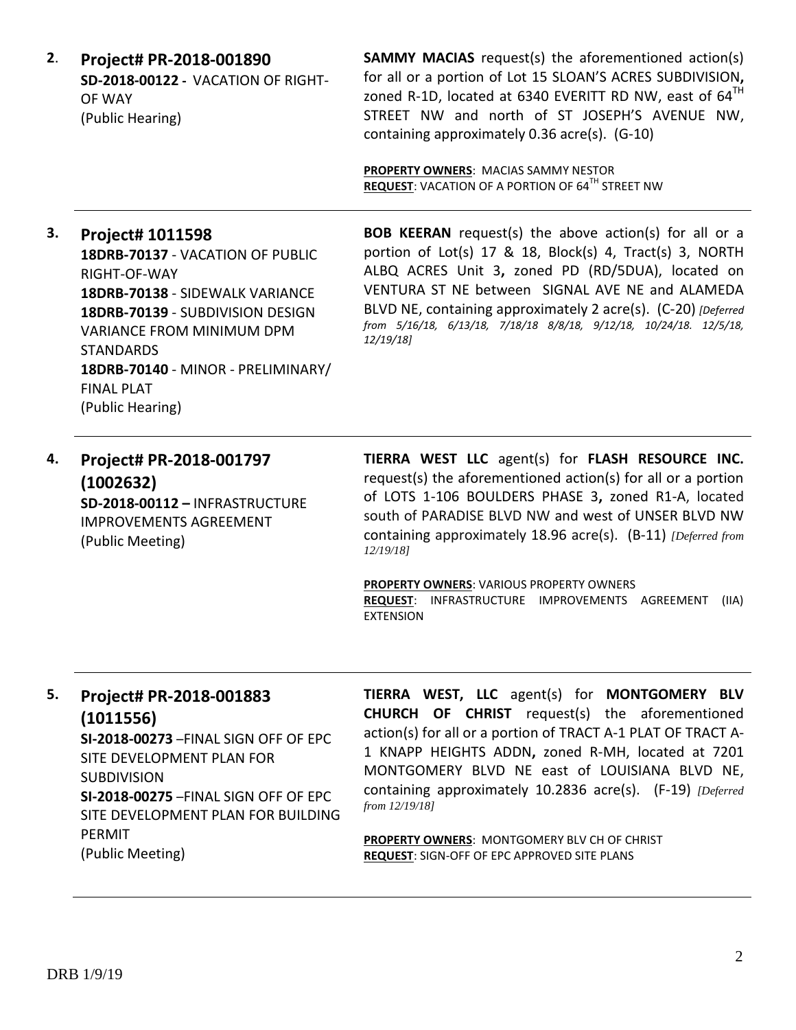**2. Project# PR-2018-001890**
**SD-2018-00122 -** VACATION OF RIGHT-OF WAY
(Public Hearing)

**SAMMY MACIAS** request(s) the aforementioned action(s) for all or a portion of Lot 15 SLOAN'S ACRES SUBDIVISION**,** zoned R-1D, located at 6340 EVERITT RD NW, east of 64TH STREET NW and north of ST JOSEPH'S AVENUE NW, containing approximately 0.36 acre(s). (G-10)

**PROPERTY OWNERS**: MACIAS SAMMY NESTOR
**REQUEST**: VACATION OF A PORTION OF 64TH STREET NW

---

**3. Project# 1011598**
**18DRB-70137** - VACATION OF PUBLIC RIGHT-OF-WAY
**18DRB-70138** - SIDEWALK VARIANCE
**18DRB-70139** - SUBDIVISION DESIGN VARIANCE FROM MINIMUM DPM STANDARDS
**18DRB-70140** - MINOR - PRELIMINARY/ FINAL PLAT
(Public Hearing)

**BOB KEERAN** request(s) the above action(s) for all or a portion of Lot(s) 17 & 18, Block(s) 4, Tract(s) 3, NORTH ALBQ ACRES Unit 3**,** zoned PD (RD/5DUA), located on VENTURA ST NE between SIGNAL AVE NE and ALAMEDA BLVD NE, containing approximately 2 acre(s). (C-20) *[Deferred from 5/16/18, 6/13/18, 7/18/18 8/8/18, 9/12/18, 10/24/18. 12/5/18, 12/19/18]*

---

**4. Project# PR-2018-001797 (1002632)**
**SD-2018-00112 –** INFRASTRUCTURE IMPROVEMENTS AGREEMENT
(Public Meeting)

**TIERRA WEST LLC** agent(s) for **FLASH RESOURCE INC.** request(s) the aforementioned action(s) for all or a portion of LOTS 1-106 BOULDERS PHASE 3**,** zoned R1-A, located south of PARADISE BLVD NW and west of UNSER BLVD NW containing approximately 18.96 acre(s). (B-11) *[Deferred from 12/19/18]*

**PROPERTY OWNERS**: VARIOUS PROPERTY OWNERS
**REQUEST**: INFRASTRUCTURE IMPROVEMENTS AGREEMENT (IIA) EXTENSION

---

**5. Project# PR-2018-001883 (1011556)**
**SI-2018-00273** –FINAL SIGN OFF OF EPC SITE DEVELOPMENT PLAN FOR SUBDIVISION
**SI-2018-00275** –FINAL SIGN OFF OF EPC SITE DEVELOPMENT PLAN FOR BUILDING PERMIT
(Public Meeting)

**TIERRA WEST, LLC** agent(s) for **MONTGOMERY BLV CHURCH OF CHRIST** request(s) the aforementioned action(s) for all or a portion of TRACT A-1 PLAT OF TRACT A-1 KNAPP HEIGHTS ADDN**,** zoned R-MH, located at 7201 MONTGOMERY BLVD NE east of LOUISIANA BLVD NE, containing approximately 10.2836 acre(s). (F-19) *[Deferred from 12/19/18]*

**PROPERTY OWNERS**: MONTGOMERY BLV CH OF CHRIST
**REQUEST**: SIGN-OFF OF EPC APPROVED SITE PLANS

---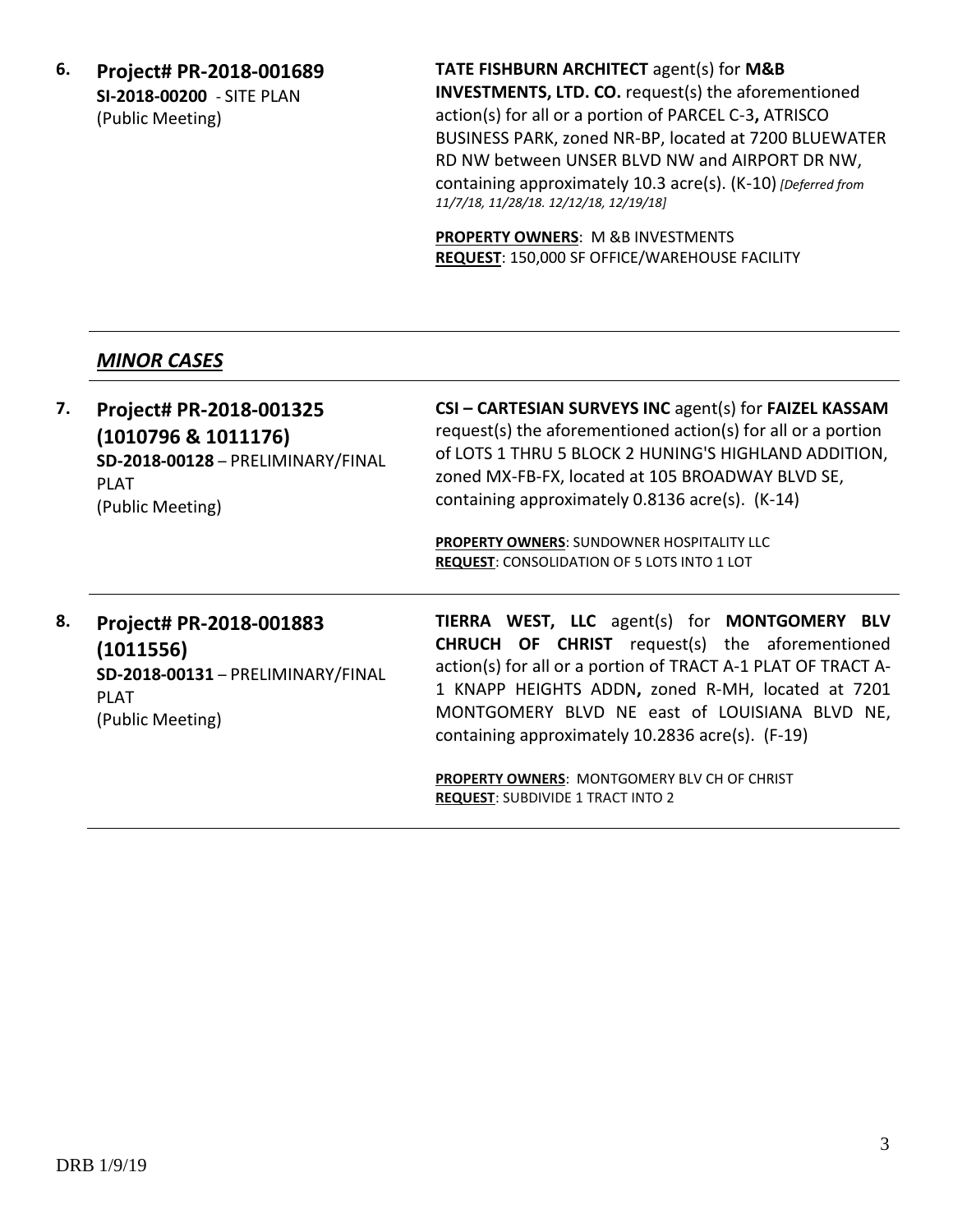**6. Project# PR-2018-001689**
**SI-2018-00200** - SITE PLAN
(Public Meeting)

**TATE FISHBURN ARCHITECT** agent(s) for **M&B INVESTMENTS, LTD. CO.** request(s) the aforementioned action(s) for all or a portion of PARCEL C-3**,** ATRISCO BUSINESS PARK, zoned NR-BP, located at 7200 BLUEWATER RD NW between UNSER BLVD NW and AIRPORT DR NW, containing approximately 10.3 acre(s). (K-10) *[Deferred from 11/7/18, 11/28/18. 12/12/18, 12/19/18]*

**PROPERTY OWNERS**: M &B INVESTMENTS
**REQUEST**: 150,000 SF OFFICE/WAREHOUSE FACILITY

---

## ***MINOR CASES***

---

**7. Project# PR-2018-001325 (1010796 & 1011176)**
**SD-2018-00128** – PRELIMINARY/FINAL PLAT
(Public Meeting)

**CSI – CARTESIAN SURVEYS INC** agent(s) for **FAIZEL KASSAM** request(s) the aforementioned action(s) for all or a portion of LOTS 1 THRU 5 BLOCK 2 HUNING'S HIGHLAND ADDITION, zoned MX-FB-FX, located at 105 BROADWAY BLVD SE, containing approximately 0.8136 acre(s). (K-14)

**PROPERTY OWNERS**: SUNDOWNER HOSPITALITY LLC
**REQUEST**: CONSOLIDATION OF 5 LOTS INTO 1 LOT

---

**8. Project# PR-2018-001883 (1011556)**
**SD-2018-00131** – PRELIMINARY/FINAL PLAT
(Public Meeting)

**TIERRA WEST, LLC** agent(s) for **MONTGOMERY BLV CHRUCH OF CHRIST** request(s) the aforementioned action(s) for all or a portion of TRACT A-1 PLAT OF TRACT A-1 KNAPP HEIGHTS ADDN**,** zoned R-MH, located at 7201 MONTGOMERY BLVD NE east of LOUISIANA BLVD NE, containing approximately 10.2836 acre(s). (F-19)

**PROPERTY OWNERS**: MONTGOMERY BLV CH OF CHRIST
**REQUEST**: SUBDIVIDE 1 TRACT INTO 2

---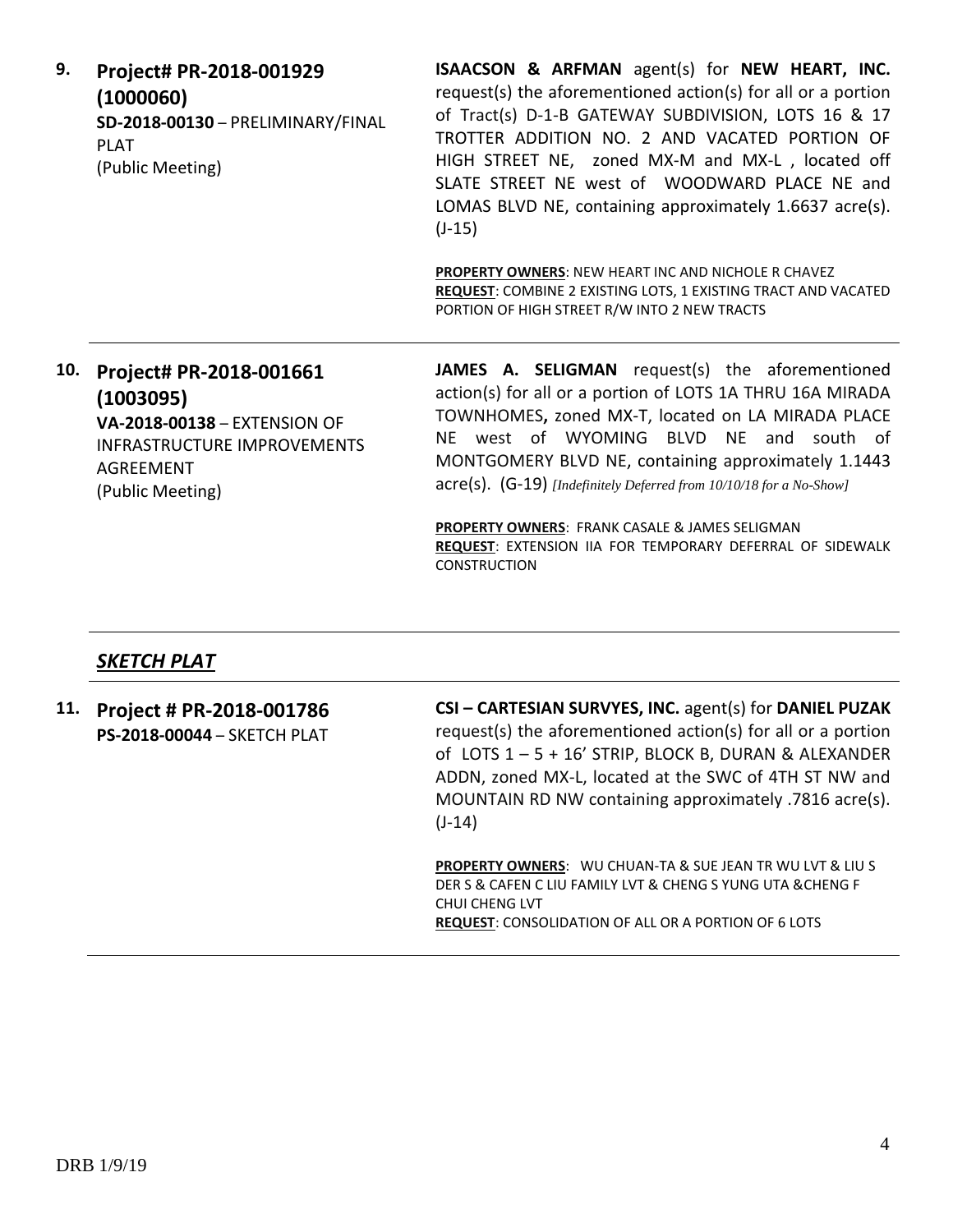**9. Project# PR-2018-001929 (1000060)**
**SD-2018-00130** – PRELIMINARY/FINAL PLAT
(Public Meeting)

**ISAACSON & ARFMAN** agent(s) for **NEW HEART, INC.** request(s) the aforementioned action(s) for all or a portion of Tract(s) D-1-B GATEWAY SUBDIVISION, LOTS 16 & 17 TROTTER ADDITION NO. 2 AND VACATED PORTION OF HIGH STREET NE, zoned MX-M and MX-L , located off SLATE STREET NE west of WOODWARD PLACE NE and LOMAS BLVD NE, containing approximately 1.6637 acre(s). (J-15)

**PROPERTY OWNERS**: NEW HEART INC AND NICHOLE R CHAVEZ
**REQUEST**: COMBINE 2 EXISTING LOTS, 1 EXISTING TRACT AND VACATED PORTION OF HIGH STREET R/W INTO 2 NEW TRACTS

---

**10. Project# PR-2018-001661 (1003095)**
**VA-2018-00138** – EXTENSION OF INFRASTRUCTURE IMPROVEMENTS AGREEMENT
(Public Meeting)

**JAMES A. SELIGMAN** request(s) the aforementioned action(s) for all or a portion of LOTS 1A THRU 16A MIRADA TOWNHOMES**,** zoned MX-T, located on LA MIRADA PLACE NE west of WYOMING BLVD NE and south of MONTGOMERY BLVD NE, containing approximately 1.1443 acre(s). (G-19) *[Indefinitely Deferred from 10/10/18 for a No-Show]*

**PROPERTY OWNERS**: FRANK CASALE & JAMES SELIGMAN
**REQUEST**: EXTENSION IIA FOR TEMPORARY DEFERRAL OF SIDEWALK CONSTRUCTION

---

## *SKETCH PLAT*

---

**11. Project # PR-2018-001786**
**PS-2018-00044** – SKETCH PLAT

**CSI – CARTESIAN SURVYES, INC.** agent(s) for **DANIEL PUZAK** request(s) the aforementioned action(s) for all or a portion of LOTS 1 – 5 + 16' STRIP, BLOCK B, DURAN & ALEXANDER ADDN, zoned MX-L, located at the SWC of 4TH ST NW and MOUNTAIN RD NW containing approximately .7816 acre(s). (J-14)

**PROPERTY OWNERS**: WU CHUAN-TA & SUE JEAN TR WU LVT & LIU S DER S & CAFEN C LIU FAMILY LVT & CHENG S YUNG UTA &CHENG F CHUI CHENG LVT
**REQUEST**: CONSOLIDATION OF ALL OR A PORTION OF 6 LOTS

---

DRB 1/9/19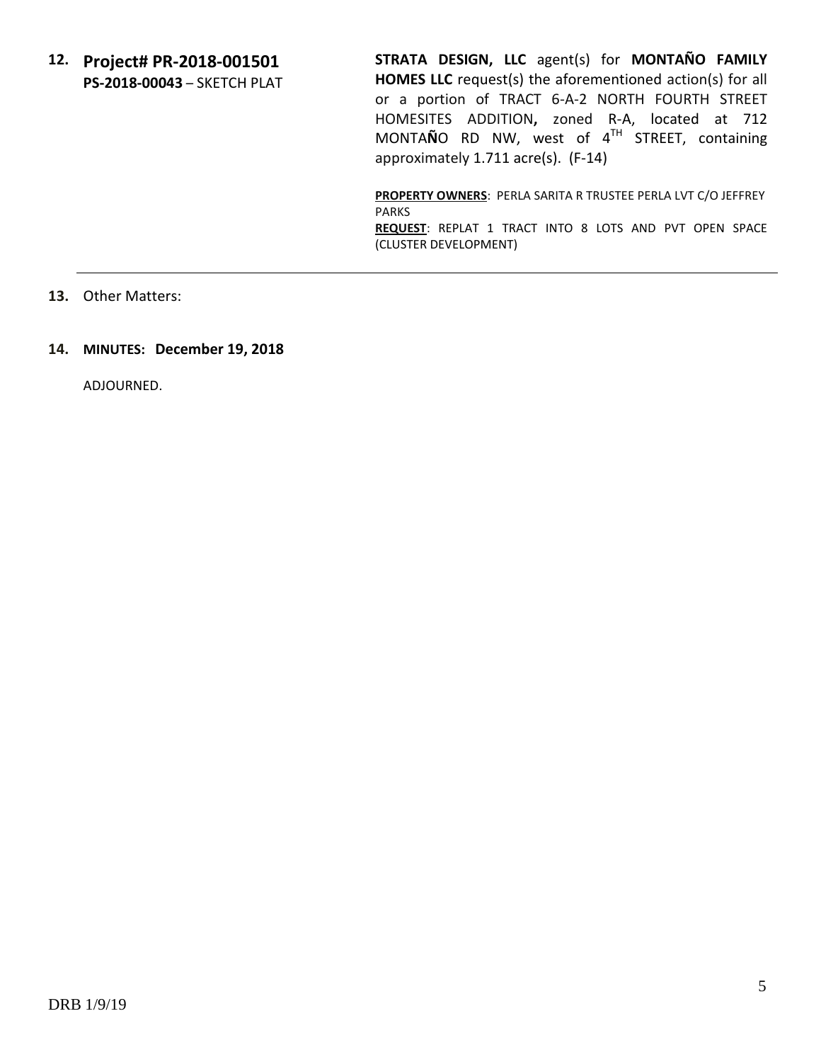**12. Project# PR-2018-001501**
**PS-2018-00043** – SKETCH PLAT

**STRATA DESIGN, LLC** agent(s) for **MONTAÑO FAMILY HOMES LLC** request(s) the aforementioned action(s) for all or a portion of TRACT 6-A-2 NORTH FOURTH STREET HOMESITES ADDITION**,** zoned R-A, located at 712 MONTA**Ñ**O RD NW, west of 4TH STREET, containing approximately 1.711 acre(s). (F-14)

**PROPERTY OWNERS**: PERLA SARITA R TRUSTEE PERLA LVT C/O JEFFREY PARKS
**REQUEST**: REPLAT 1 TRACT INTO 8 LOTS AND PVT OPEN SPACE (CLUSTER DEVELOPMENT)

---

**13.** Other Matters:

**14. MINUTES: December 19, 2018**

ADJOURNED.